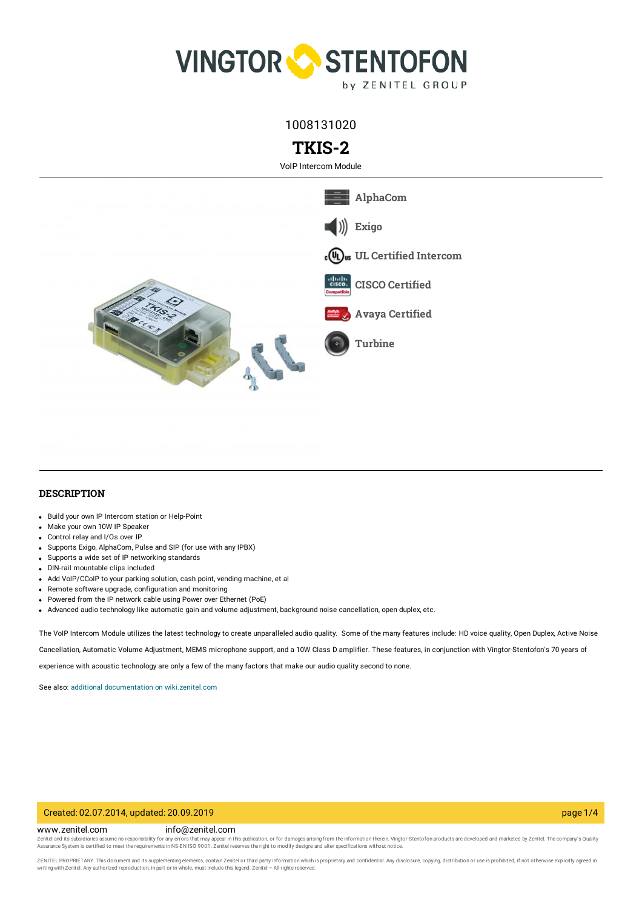1008131020

# TKIS-2

VoIP Intercom Module

AlphaCom

Exigo

UL Certified Intercom

CISCO Certified

Avaya Certified

Turbine

## DESCRIPTION

- Build your own IP Intercom station or Help-Point
- Make your own 10W IP Speaker
- Control relay and I/Os over IP
- Supports Exigo, AlphaCom, Pulse and SIP (for use with any IPBX)
- Supports a wide set of IP networking standards
- DIN-rail mountable clips included
- Add VoIP/CCoIP to your parking solution, cash point, vending machine, et al
- Remote software upgrade, configuration and monitoring
- Powered from the IP network cable using Power over Ethernet (PoE)
- Advanced audio technology like automatic gain and volume adjustment, background noise cancellation, open duplex, etc.

The VoIP Intercom Module utilizes the latest technology to create unparalleled audio quality. Some of the many features include: HD voice quality, Open Duplex, Active Noise Cancellation, Automatic Volume Adjustment, MEMS microphone support, and a 10W Class D amplifier. These features, in conjunction with Vingtor-Stentofon's 70 years of experience with acoustic technology are only a few of the many factors that make our audio quality second to none.

See also: additional documentation on wiki.zenitel.com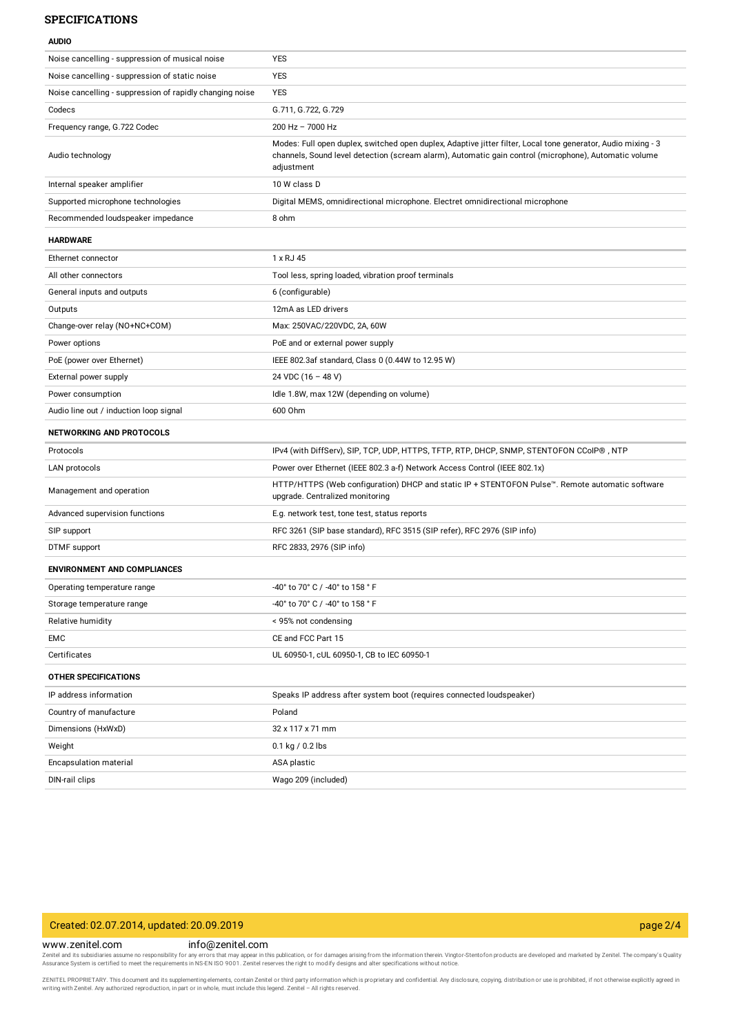## SPECIFICATIONS

### AUDIO

| | |
|---|---|
| Noise cancelling - suppression of musical noise | YES |
| Noise cancelling - suppression of static noise | YES |
| Noise cancelling - suppression of rapidly changing noise | YES |
| Codecs | G.711, G.722, G.729 |
| Frequency range, G.722 Codec | 200 Hz – 7000 Hz |
| Audio technology | Modes: Full open duplex, switched open duplex, Adaptive jitter filter, Local tone generator, Audio mixing - 3 channels, Sound level detection (scream alarm), Automatic gain control (microphone), Automatic volume adjustment |
| Internal speaker amplifier | 10 W class D |
| Supported microphone technologies | Digital MEMS, omnidirectional microphone. Electret omnidirectional microphone |
| Recommended loudspeaker impedance | 8 ohm |

### HARDWARE

| | |
|---|---|
| Ethernet connector | 1 x RJ 45 |
| All other connectors | Tool less, spring loaded, vibration proof terminals |
| General inputs and outputs | 6 (configurable) |
| Outputs | 12mA as LED drivers |
| Change-over relay (NO+NC+COM) | Max: 250VAC/220VDC, 2A, 60W |
| Power options | PoE and or external power supply |
| PoE (power over Ethernet) | IEEE 802.3af standard, Class 0 (0.44W to 12.95 W) |
| External power supply | 24 VDC (16 – 48 V) |
| Power consumption | Idle 1.8W, max 12W (depending on volume) |
| Audio line out / induction loop signal | 600 Ohm |

### NETWORKING AND PROTOCOLS

| | |
|---|---|
| Protocols | IPv4 (with DiffServ), SIP, TCP, UDP, HTTPS, TFTP, RTP, DHCP, SNMP, STENTOFON CCoIP®, NTP |
| LAN protocols | Power over Ethernet (IEEE 802.3 a-f) Network Access Control (IEEE 802.1x) |
| Management and operation | HTTP/HTTPS (Web configuration) DHCP and static IP + STENTOFON Pulse™. Remote automatic software upgrade. Centralized monitoring |
| Advanced supervision functions | E.g. network test, tone test, status reports |
| SIP support | RFC 3261 (SIP base standard), RFC 3515 (SIP refer), RFC 2976 (SIP info) |
| DTMF support | RFC 2833, 2976 (SIP info) |

### ENVIRONMENT AND COMPLIANCES

| | |
|---|---|
| Operating temperature range | -40° to 70° C / -40° to 158 ° F |
| Storage temperature range | -40° to 70° C / -40° to 158 ° F |
| Relative humidity | < 95% not condensing |
| EMC | CE and FCC Part 15 |
| Certificates | UL 60950-1, cUL 60950-1, CB to IEC 60950-1 |

### OTHER SPECIFICATIONS

| | |
|---|---|
| IP address information | Speaks IP address after system boot (requires connected loudspeaker) |
| Country of manufacture | Poland |
| Dimensions (HxWxD) | 32 x 117 x 71 mm |
| Weight | 0.1 kg / 0.2 lbs |
| Encapsulation material | ASA plastic |
| DIN-rail clips | Wago 209 (included) |

Created: 02.07.2014, updated: 20.09.2019

www.zenitel.com info@zenitel.com

Zenitel and its subsidiaries assume no responsibility for any errors that may appear in this publication, or for damages arising from the information therein. Vingtor-Stentofon products are developed and marketed by Zenitel. The company's Quality Assurance System is certified to meet the requirements in NS-EN ISO 9001. Zenitel reserves the right to modify designs and alter specifications without notice.

ZENITEL PROPRIETARY. This document and its supplementing elements, contain Zenitel or third party information which is proprietary and confidential. Any disclosure, copying, distribution or use is prohibited, if not otherwise explicitly agreed in writing with Zenitel. Any authorized reproduction, in part or in whole, must include this legend. Zenitel – All rights reserved.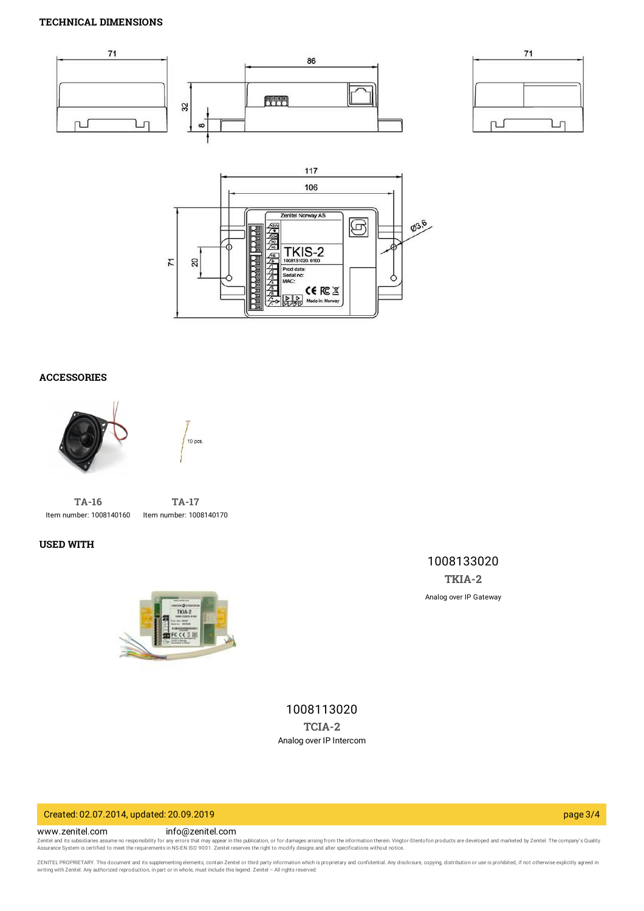## TECHNICAL DIMENSIONS

## ACCESSORIES

**TA-16**
Item number: 1008140160

**TA-17**
Item number: 1008140170

## USED WITH

1008133020
**TKIA-2**
Analog over IP Gateway

1008113020
**TCIA-2**
Analog over IP Intercom

Created: 02.07.2014, updated: 20.09.2019

www.zenitel.com info@zenitel.com

Zenitel and its subsidiaries assume no responsibility for any errors that may appear in this publication, or for damages arising from the information therein. Vingtor-Stentofon products are developed and marketed by Zenitel. The company's Quality Assurance System is certified to meet the requirements in NS-EN ISO 9001. Zenitel reserves the right to modify designs and alter specifications without notice.

ZENITEL PROPRIETARY. This document and its supplementing elements, contain Zenitel or third party information which is proprietary and confidential. Any disclosure, copying, distribution or use is prohibited, if not otherwise explicitly agreed in writing with Zenitel. Any authorized reproduction, in part or in whole, must include this legend. Zenitel – All rights reserved.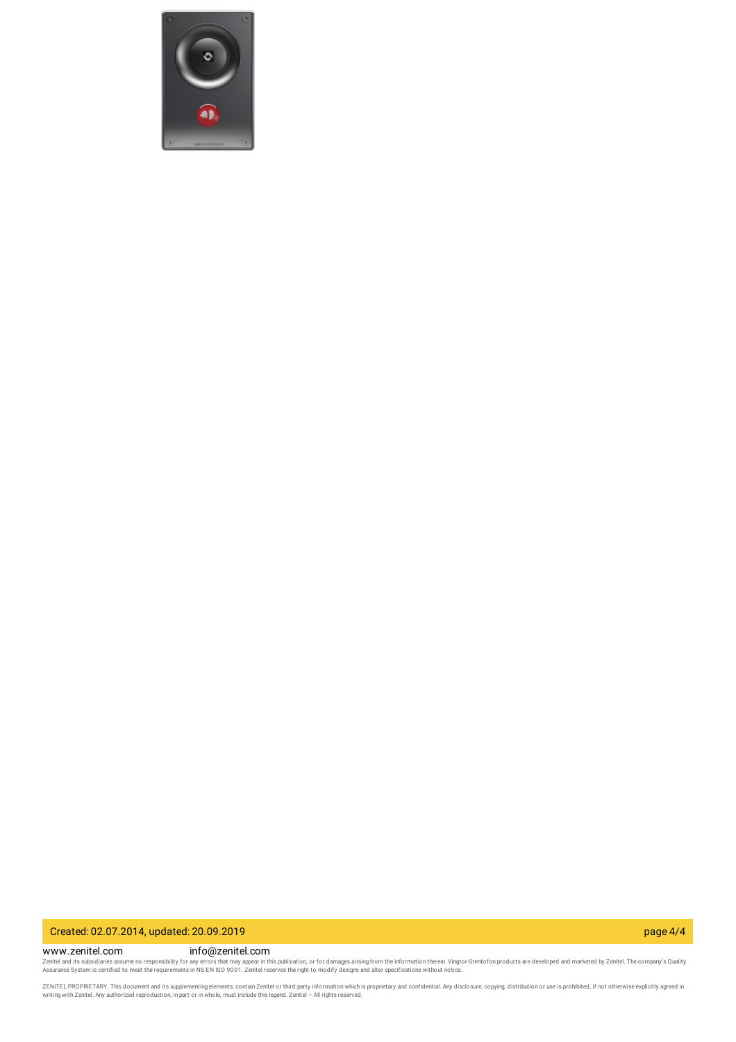Created: 02.07.2014, updated: 20.09.2019

www.zenitel.com info@zenitel.com

Zenitel and its subsidiaries assume no responsibility for any errors that may appear in this publication, or for damages arising from the information therein. Vingtor-Stentofon products are developed and marketed by Zenitel. The company's Quality Assurance System is certified to meet the requirements in NS-EN ISO 9001. Zenitel reserves the right to modify designs and alter specifications without notice.

ZENITEL PROPRIETARY. This document and its supplementing elements, contain Zenitel or third party information which is proprietary and confidential. Any disclosure, copying, distribution or use is prohibited, if not otherwise explicitly agreed in writing with Zenitel. Any authorized reproduction, in part or in whole, must include this legend. Zenitel – All rights reserved.